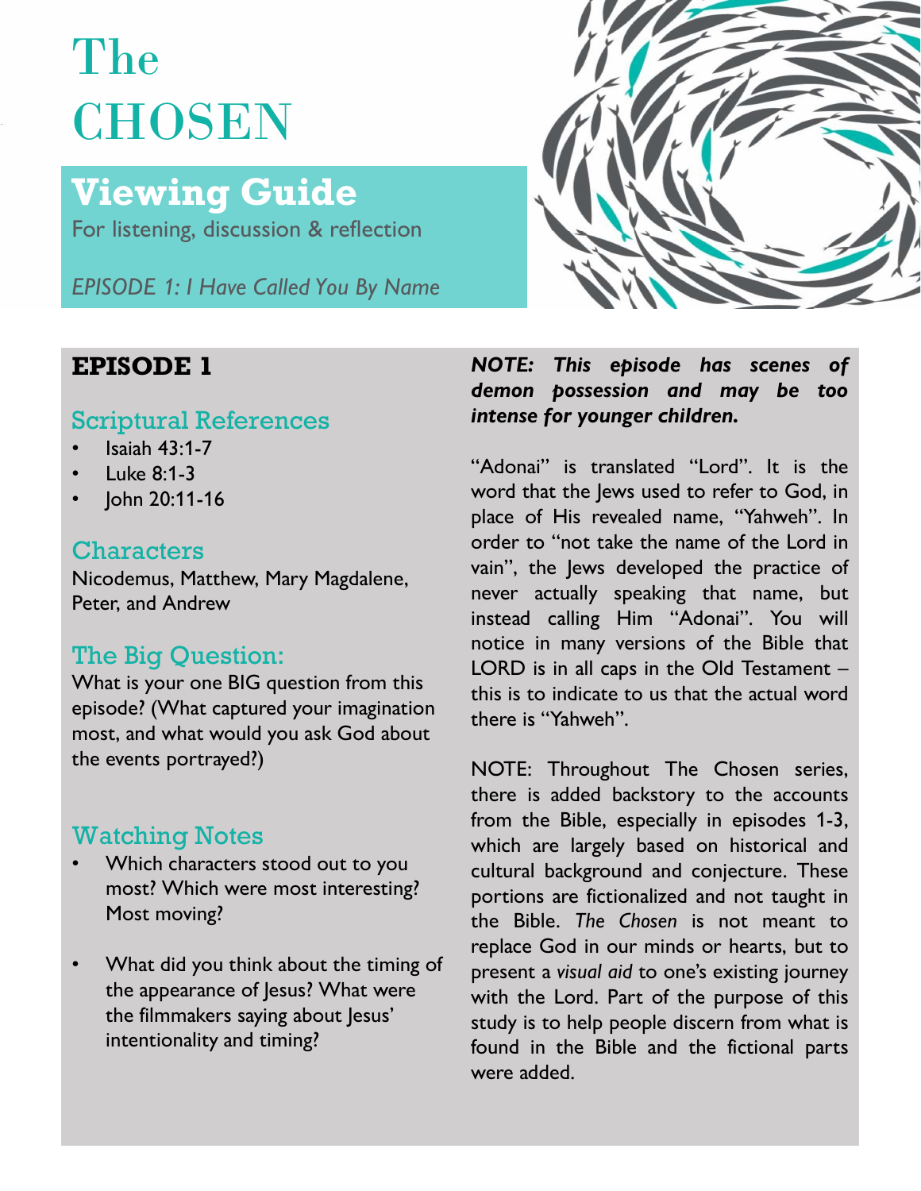# The CHOSEN

## Viewing Guide

For listening, discussion & reflection

*EPISODE 1: I Have Called You By Name*

## EPISODE 1

### Scriptural References

- Isaiah 43:1-7
- Luke 8:1-3
- John 20:11-16

### Characters

Nicodemus, Matthew, Mary Magdalene, Peter, and Andrew

### The Big Question:

What is your one BIG question from this episode? (What captured your imagination most, and what would you ask God about the events portrayed?)

### Watching Notes

- Which characters stood out to you most? Which were most interesting? Most moving?
- What did you think about the timing of the appearance of Jesus? What were the filmmakers saying about Jesus' intentionality and timing?

***NOTE: This episode has scenes of demon possession and may be too intense for younger children.***

"Adonai" is translated "Lord". It is the word that the Jews used to refer to God, in place of His revealed name, "Yahweh". In order to "not take the name of the Lord in vain", the Jews developed the practice of never actually speaking that name, but instead calling Him "Adonai". You will notice in many versions of the Bible that LORD is in all caps in the Old Testament – this is to indicate to us that the actual word there is "Yahweh".

NOTE: Throughout The Chosen series, there is added backstory to the accounts from the Bible, especially in episodes 1-3, which are largely based on historical and cultural background and conjecture. These portions are fictionalized and not taught in the Bible. *The Chosen* is not meant to replace God in our minds or hearts, but to present a *visual aid* to one's existing journey with the Lord. Part of the purpose of this study is to help people discern from what is found in the Bible and the fictional parts were added.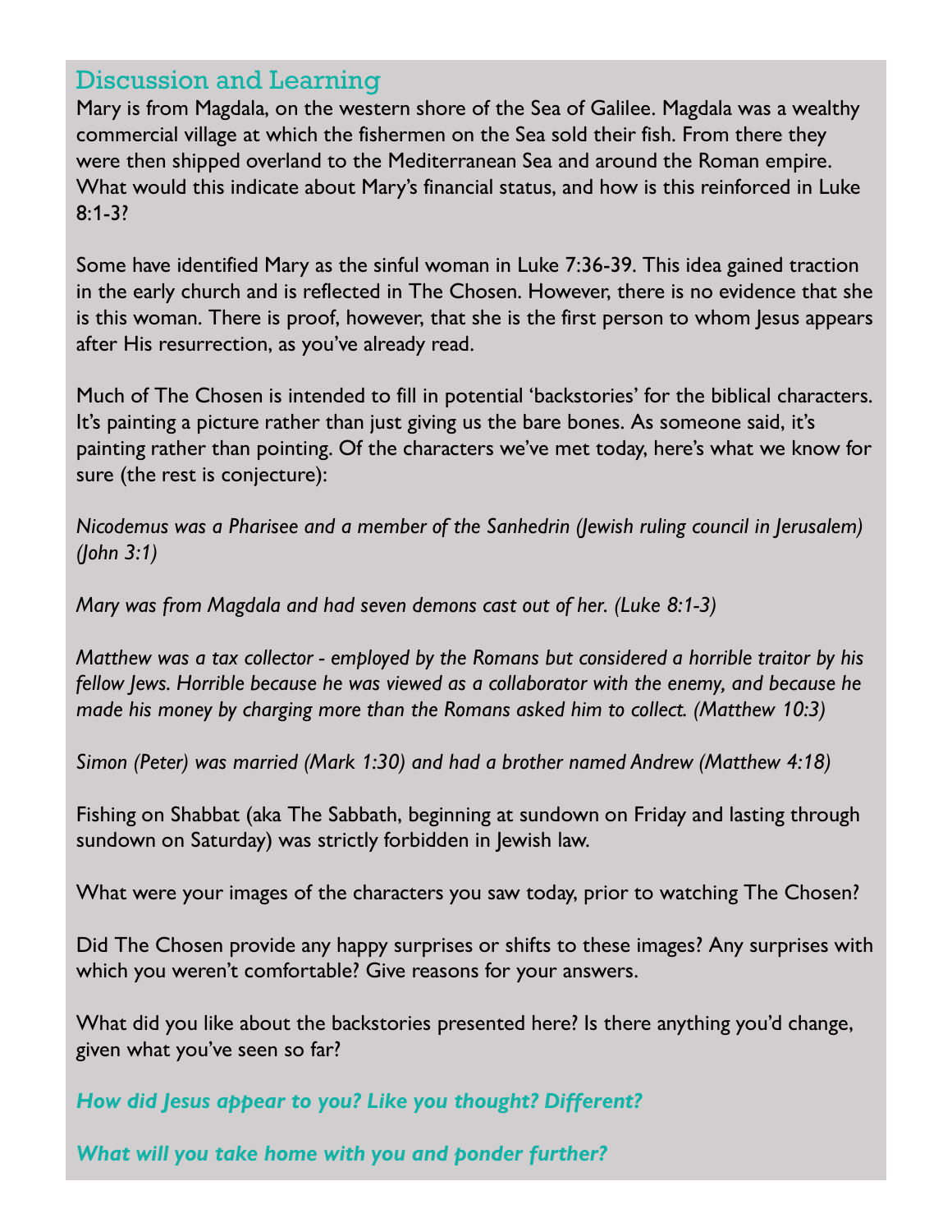## Discussion and Learning

Mary is from Magdala, on the western shore of the Sea of Galilee. Magdala was a wealthy commercial village at which the fishermen on the Sea sold their fish. From there they were then shipped overland to the Mediterranean Sea and around the Roman empire. What would this indicate about Mary's financial status, and how is this reinforced in Luke 8:1-3?

Some have identified Mary as the sinful woman in Luke 7:36-39. This idea gained traction in the early church and is reflected in The Chosen. However, there is no evidence that she is this woman. There is proof, however, that she is the first person to whom Jesus appears after His resurrection, as you've already read.

Much of The Chosen is intended to fill in potential 'backstories' for the biblical characters. It's painting a picture rather than just giving us the bare bones. As someone said, it's painting rather than pointing. Of the characters we've met today, here's what we know for sure (the rest is conjecture):

*Nicodemus was a Pharisee and a member of the Sanhedrin (Jewish ruling council in Jerusalem) (John 3:1)*

*Mary was from Magdala and had seven demons cast out of her. (Luke 8:1-3)*

*Matthew was a tax collector - employed by the Romans but considered a horrible traitor by his fellow Jews. Horrible because he was viewed as a collaborator with the enemy, and because he made his money by charging more than the Romans asked him to collect. (Matthew 10:3)*

*Simon (Peter) was married (Mark 1:30) and had a brother named Andrew (Matthew 4:18)*

Fishing on Shabbat (aka The Sabbath, beginning at sundown on Friday and lasting through sundown on Saturday) was strictly forbidden in Jewish law.

What were your images of the characters you saw today, prior to watching The Chosen?

Did The Chosen provide any happy surprises or shifts to these images? Any surprises with which you weren't comfortable? Give reasons for your answers.

What did you like about the backstories presented here? Is there anything you'd change, given what you've seen so far?

***How did Jesus appear to you? Like you thought? Different?***

***What will you take home with you and ponder further?***